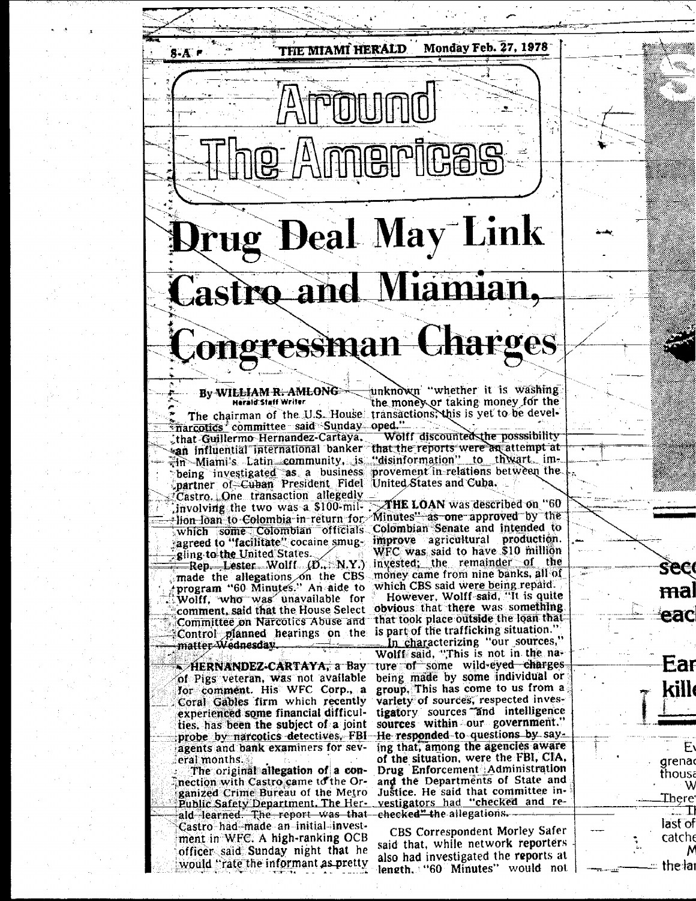# Around The Americas

## Drug Deal May Link Castro and Miamian, Congressman Charges

By **WILLIAM R. AMLONG**
Herald Staff Writer

The chairman of the U.S. House narcotics committee said Sunday that Guillermo Hernandez-Cartaya, an influential international banker in Miami's Latin community, is being investigated as a business partner of Cuban President Fidel Castro. One transaction allegedly involving the two was a $100-million loan to Colombia in return for which some Colombian officials agreed to "facilitate" cocaine smuggling to the United States.

Rep. Lester Wolff (D., N.Y.) made the allegations on the CBS program "60 Minutes." An aide to Wolff, who was unavailable for comment, said that the House Select Committee on Narcotics Abuse and Control planned hearings on the matter Wednesday.

**HERNANDEZ-CARTAYA**, a Bay of Pigs veteran, was not available for comment. His WFC Corp., a Coral Gables firm which recently experienced some financial difficulties, has been the subject of a joint probe by narcotics detectives, FBI agents and bank examiners for several months.

The original allegation of a connection with Castro came to the Organized Crime Bureau of the Metro Public Safety Department, The Herald learned. The report was that Castro had made an initial investment in WFC. A high-ranking OCB officer said Sunday night that he would "rate the informant as pretty

unknown "whether it is washing the money or taking money for the transactions; this is yet to be developed."

Wolff discounted the posssibility that the reports were an attempt at "disinformation" to thwart improvement in relations between the United States and Cuba.

**THE LOAN** was described on "60 Minutes" as one approved by the Colombian Senate and intended to improve agricultural production. WFC was said to have $10 million invested; the remainder of the money came from nine banks, all of which CBS said were being repaid.

However, Wolff said, "It is quite obvious that there was something that took place outside the loan that is part of the trafficking situation."

In characterizing "our sources," Wolff said, "This is not in the nature of some wild-eyed charges being made by some individual or group. This has come to us from a variety of sources, respected investigatory sources and intelligence sources within our government." He responded to questions by saying that, among the agencies aware of the situation, were the FBI, CIA, Drug Enforcement Administration and the Departments of State and Justice. He said that committee investigators had "checked and rechecked" the allegations.

CBS Correspondent Morley Safer said that, while network reporters also had investigated the reports at length, "60 Minutes" would not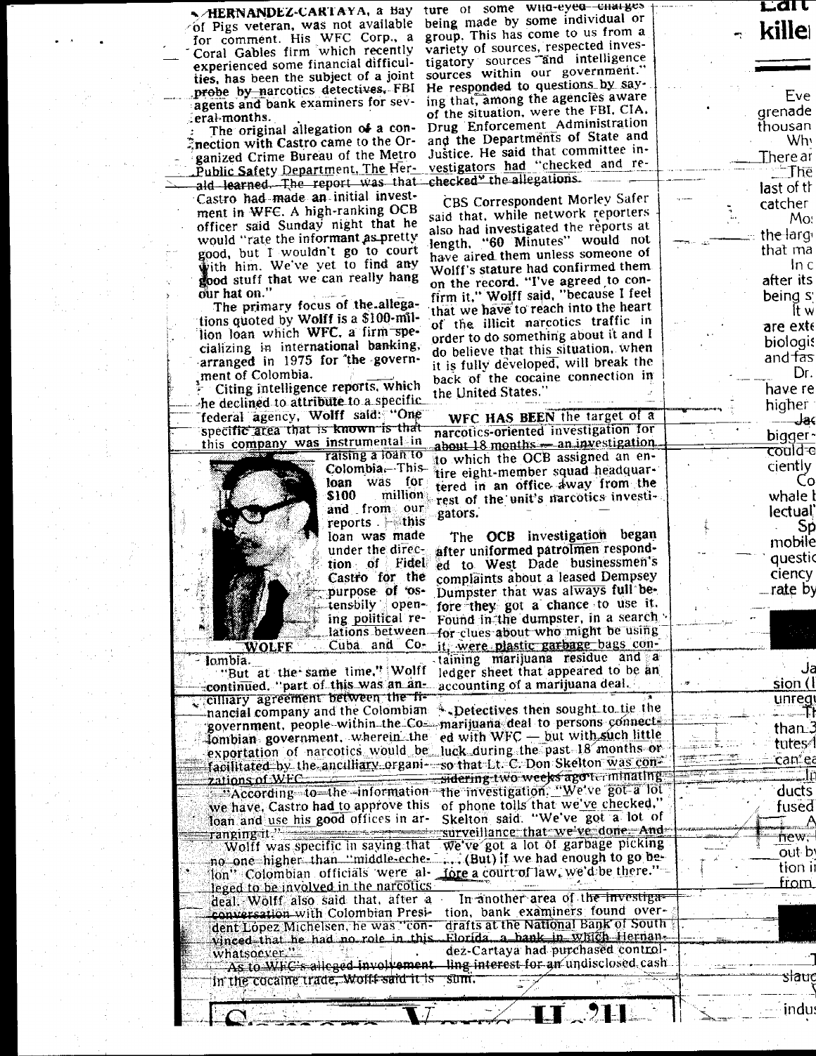**HERNANDEZ-CARTAYA**, a Bay of Pigs veteran, was not available for comment. His WFC Corp., a Coral Gables firm which recently experienced some financial difficulties, has been the subject of a joint probe by narcotics detectives, FBI agents and bank examiners for several months.

The original allegation of a connection with Castro came to the Organized Crime Bureau of the Metro Public Safety Department, The Herald learned. The report was that Castro had made an initial investment in WFC. A high-ranking OCB officer said Sunday night that he would "rate the informant as pretty good, but I wouldn't go to court with him. We've yet to find any good stuff that we can really hang our hat on."

The primary focus of the allegations quoted by Wolff is a $100-million loan which WFC, a firm specializing in international banking, arranged in 1975 for the government of Colombia.

Citing intelligence reports, which he declined to attribute to a specific federal agency, Wolff said: "One specific area that is known is that this company was instrumental in raising a loan to Colombia. This loan was for $100 million and from our reports . . . this loan was made under the direction of Fidel Castro for the purpose of ostensibly opening political relations between Cuba and Colombia.

WOLFF

"But at the same time," Wolff continued, "part of this was an ancilliary agreement between the financial company and the Colombian government, people within the Colombian government, wherein the exportation of narcotics would be facilitated by the ancilliary organizations of WFC.

"According to the information we have, Castro had to approve this loan and use his good offices in arranging it."

Wolff was specific in saying that no one higher than "middle-echelon" Colombian officials were alleged to be involved in the narcotics deal. Wolff also said that, after a conversation with Colombian President Lopez Michelsen, he was "convinced that he had no role in this whatsoever."

As to WFC's alleged involvement in the cocaine trade, Wolff said it is ture of some wild-eyed charges being made by some individual or group. This has come to us from a variety of sources, respected investigatory sources and intelligence sources within our government." He responded to questions by saying that, among the agencies aware of the situation, were the FBI, CIA, Drug Enforcement Administration and the Departments of State and Justice. He said that committee investigators had "checked and rechecked" the allegations.

CBS Correspondent Morley Safer said that, while network reporters also had investigated the reports at length, "60 Minutes" would not have aired them unless someone of Wolff's stature had confirmed them on the record. "I've agreed to confirm it," Wolff said, "because I feel that we have to reach into the heart of the illicit narcotics traffic in order to do something about it and I do believe that this situation, when it is fully developed, will break the back of the cocaine connection in the United States."

**WFC HAS BEEN** the target of a narcotics-oriented investigation for about 18 months — an investigation to which the OCB assigned an entire eight-member squad headquartered in an office away from the rest of the unit's narcotics investigators.

The OCB investigation began after uniformed patrolmen responded to West Dade businessmen's complaints about a leased Dempsey Dumpster that was always full before they got a chance to use it. Found in the dumpster, in a search for clues about who might be using it, were plastic garbage bags containing marijuana residue and a ledger sheet that appeared to be an accounting of a marijuana deal.

Detectives then sought to tie the marijuana deal to persons connected with WFC — but with such little luck during the past 18 months or so that Lt. C. Don Skelton was considering two weeks ago terminating the investigation. "We've got a lot of phone tolls that we've checked," Skelton said. "We've got a lot of surveillance that we've done. And we've got a lot of garbage picking . . . (But) if we had enough to go before a court of law, we'd be there."

In another area of the investigation, bank examiners found overdrafts at the National Bank of South Florida, a bank in which Hernandez-Cartaya had purchased controlling interest for an undisclosed cash sum.